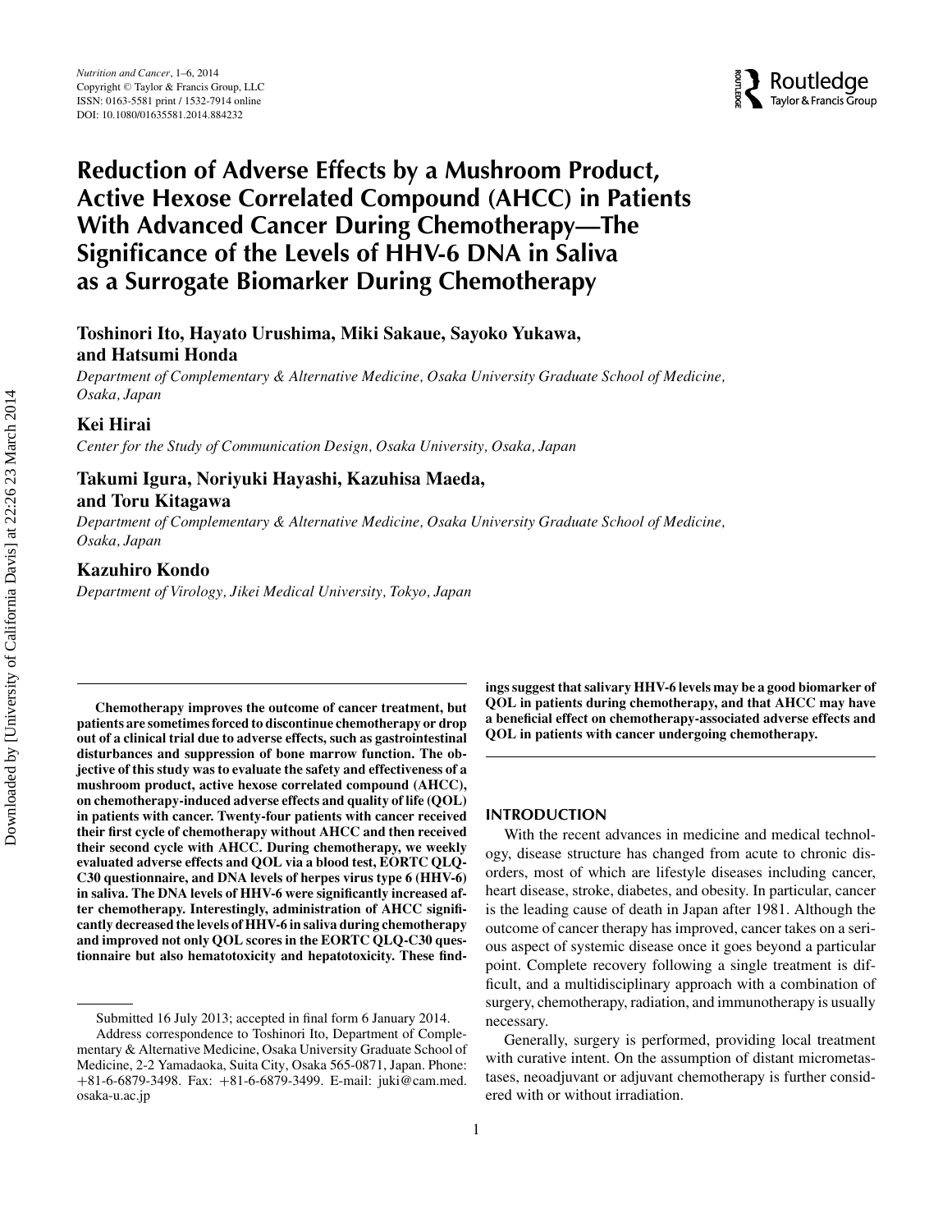# Reduction of Adverse Effects by a Mushroom Product, Active Hexose Correlated Compound (AHCC) in Patients With Advanced Cancer During Chemotherapy—The Significance of the Levels of HHV-6 DNA in Saliva as a Surrogate Biomarker During Chemotherapy

**Toshinori Ito, Hayato Urushima, Miki Sakaue, Sayoko Yukawa, and Hatsumi Honda**

*Department of Complementary & Alternative Medicine, Osaka University Graduate School of Medicine, Osaka, Japan*

**Kei Hirai**

*Center for the Study of Communication Design, Osaka University, Osaka, Japan*

**Takumi Igura, Noriyuki Hayashi, Kazuhisa Maeda, and Toru Kitagawa**

*Department of Complementary & Alternative Medicine, Osaka University Graduate School of Medicine, Osaka, Japan*

**Kazuhiro Kondo**

*Department of Virology, Jikei Medical University, Tokyo, Japan*

**Chemotherapy improves the outcome of cancer treatment, but patients are sometimes forced to discontinue chemotherapy or drop out of a clinical trial due to adverse effects, such as gastrointestinal disturbances and suppression of bone marrow function. The objective of this study was to evaluate the safety and effectiveness of a mushroom product, active hexose correlated compound (AHCC), on chemotherapy-induced adverse effects and quality of life (QOL) in patients with cancer. Twenty-four patients with cancer received their first cycle of chemotherapy without AHCC and then received their second cycle with AHCC. During chemotherapy, we weekly evaluated adverse effects and QOL via a blood test, EORTC QLQ-C30 questionnaire, and DNA levels of herpes virus type 6 (HHV-6) in saliva. The DNA levels of HHV-6 were significantly increased after chemotherapy. Interestingly, administration of AHCC significantly decreased the levels of HHV-6 in saliva during chemotherapy and improved not only QOL scores in the EORTC QLQ-C30 questionnaire but also hematotoxicity and hepatotoxicity. These findings suggest that salivary HHV-6 levels may be a good biomarker of QOL in patients during chemotherapy, and that AHCC may have a beneficial effect on chemotherapy-associated adverse effects and QOL in patients with cancer undergoing chemotherapy.**

Submitted 16 July 2013; accepted in final form 6 January 2014.

Address correspondence to Toshinori Ito, Department of Complementary & Alternative Medicine, Osaka University Graduate School of Medicine, 2-2 Yamadaoka, Suita City, Osaka 565-0871, Japan. Phone: +81-6-6879-3498. Fax: +81-6-6879-3499. E-mail: juki@cam.med.osaka-u.ac.jp

## INTRODUCTION

With the recent advances in medicine and medical technology, disease structure has changed from acute to chronic disorders, most of which are lifestyle diseases including cancer, heart disease, stroke, diabetes, and obesity. In particular, cancer is the leading cause of death in Japan after 1981. Although the outcome of cancer therapy has improved, cancer takes on a serious aspect of systemic disease once it goes beyond a particular point. Complete recovery following a single treatment is difficult, and a multidisciplinary approach with a combination of surgery, chemotherapy, radiation, and immunotherapy is usually necessary.

Generally, surgery is performed, providing local treatment with curative intent. On the assumption of distant micrometastases, neoadjuvant or adjuvant chemotherapy is further considered with or without irradiation.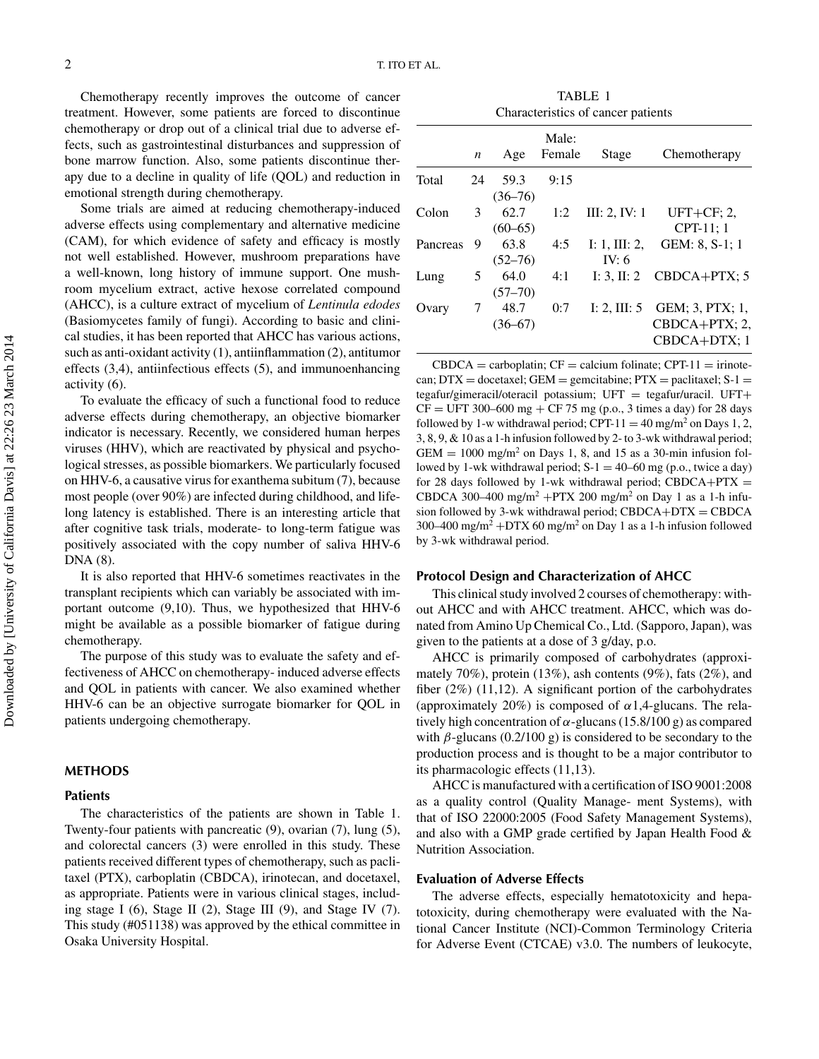Chemotherapy recently improves the outcome of cancer treatment. However, some patients are forced to discontinue chemotherapy or drop out of a clinical trial due to adverse effects, such as gastrointestinal disturbances and suppression of bone marrow function. Also, some patients discontinue therapy due to a decline in quality of life (QOL) and reduction in emotional strength during chemotherapy.

Some trials are aimed at reducing chemotherapy-induced adverse effects using complementary and alternative medicine (CAM), for which evidence of safety and efficacy is mostly not well established. However, mushroom preparations have a well-known, long history of immune support. One mushroom mycelium extract, active hexose correlated compound (AHCC), is a culture extract of mycelium of *Lentinula edodes* (Basiomycetes family of fungi). According to basic and clinical studies, it has been reported that AHCC has various actions, such as anti-oxidant activity (1), antiinflammation (2), antitumor effects (3,4), antiinfectious effects (5), and immunoenhancing activity (6).

To evaluate the efficacy of such a functional food to reduce adverse effects during chemotherapy, an objective biomarker indicator is necessary. Recently, we considered human herpes viruses (HHV), which are reactivated by physical and psychological stresses, as possible biomarkers. We particularly focused on HHV-6, a causative virus for exanthema subitum (7), because most people (over 90%) are infected during childhood, and lifelong latency is established. There is an interesting article that after cognitive task trials, moderate- to long-term fatigue was positively associated with the copy number of saliva HHV-6 DNA (8).

It is also reported that HHV-6 sometimes reactivates in the transplant recipients which can variably be associated with important outcome (9,10). Thus, we hypothesized that HHV-6 might be available as a possible biomarker of fatigue during chemotherapy.

The purpose of this study was to evaluate the safety and effectiveness of AHCC on chemotherapy- induced adverse effects and QOL in patients with cancer. We also examined whether HHV-6 can be an objective surrogate biomarker for QOL in patients undergoing chemotherapy.

## METHODS

### Patients

The characteristics of the patients are shown in Table 1. Twenty-four patients with pancreatic (9), ovarian (7), lung (5), and colorectal cancers (3) were enrolled in this study. These patients received different types of chemotherapy, such as paclitaxel (PTX), carboplatin (CBDCA), irinotecan, and docetaxel, as appropriate. Patients were in various clinical stages, including stage I (6), Stage II (2), Stage III (9), and Stage IV (7). This study (#051138) was approved by the ethical committee in Osaka University Hospital.

TABLE 1
Characteristics of cancer patients

| | *n* | Age | Male: Female | Stage | Chemotherapy |
|---|---|---|---|---|---|
| Total | 24 | 59.3 (36–76) | 9:15 | | |
| Colon | 3 | 62.7 (60–65) | 1:2 | III: 2, IV: 1 | UFT+CF; 2, CPT-11; 1 |
| Pancreas | 9 | 63.8 (52–76) | 4:5 | I: 1, III: 2, IV: 6 | GEM: 8, S-1; 1 |
| Lung | 5 | 64.0 (57–70) | 4:1 | I: 3, II: 2 | CBDCA+PTX; 5 |
| Ovary | 7 | 48.7 (36–67) | 0:7 | I: 2, III: 5 | GEM; 3, PTX; 1, CBDCA+PTX; 2, CBDCA+DTX; 1 |

CBDCA = carboplatin; CF = calcium folinate; CPT-11 = irinotecan; DTX = docetaxel; GEM = gemcitabine; PTX = paclitaxel; S-1 = tegafur/gimeracil/oteracil potassium; UFT = tegafur/uracil. UFT+CF = UFT 300–600 mg + CF 75 mg (p.o., 3 times a day) for 28 days followed by 1-w withdrawal period; CPT-11 = 40 mg/m$^2$ on Days 1, 2, 3, 8, 9, & 10 as a 1-h infusion followed by 2- to 3-wk withdrawal period; GEM = 1000 mg/m$^2$ on Days 1, 8, and 15 as a 30-min infusion followed by 1-wk withdrawal period; S-1 = 40–60 mg (p.o., twice a day) for 28 days followed by 1-wk withdrawal period; CBDCA+PTX = CBDCA 300–400 mg/m$^2$ +PTX 200 mg/m$^2$ on Day 1 as a 1-h infusion followed by 3-wk withdrawal period; CBDCA+DTX = CBDCA 300–400 mg/m$^2$ +DTX 60 mg/m$^2$ on Day 1 as a 1-h infusion followed by 3-wk withdrawal period.

### Protocol Design and Characterization of AHCC

This clinical study involved 2 courses of chemotherapy: without AHCC and with AHCC treatment. AHCC, which was donated from Amino Up Chemical Co., Ltd. (Sapporo, Japan), was given to the patients at a dose of 3 g/day, p.o.

AHCC is primarily composed of carbohydrates (approximately 70%), protein (13%), ash contents (9%), fats (2%), and fiber (2%) (11,12). A significant portion of the carbohydrates (approximately 20%) is composed of $\alpha$1,4-glucans. The relatively high concentration of $\alpha$-glucans (15.8/100 g) as compared with $\beta$-glucans (0.2/100 g) is considered to be secondary to the production process and is thought to be a major contributor to its pharmacologic effects (11,13).

AHCC is manufactured with a certification of ISO 9001:2008 as a quality control (Quality Manage- ment Systems), with that of ISO 22000:2005 (Food Safety Management Systems), and also with a GMP grade certified by Japan Health Food & Nutrition Association.

### Evaluation of Adverse Effects

The adverse effects, especially hematotoxicity and hepatoxicity, during chemotherapy were evaluated with the National Cancer Institute (NCI)-Common Terminology Criteria for Adverse Event (CTCAE) v3.0. The numbers of leukocyte,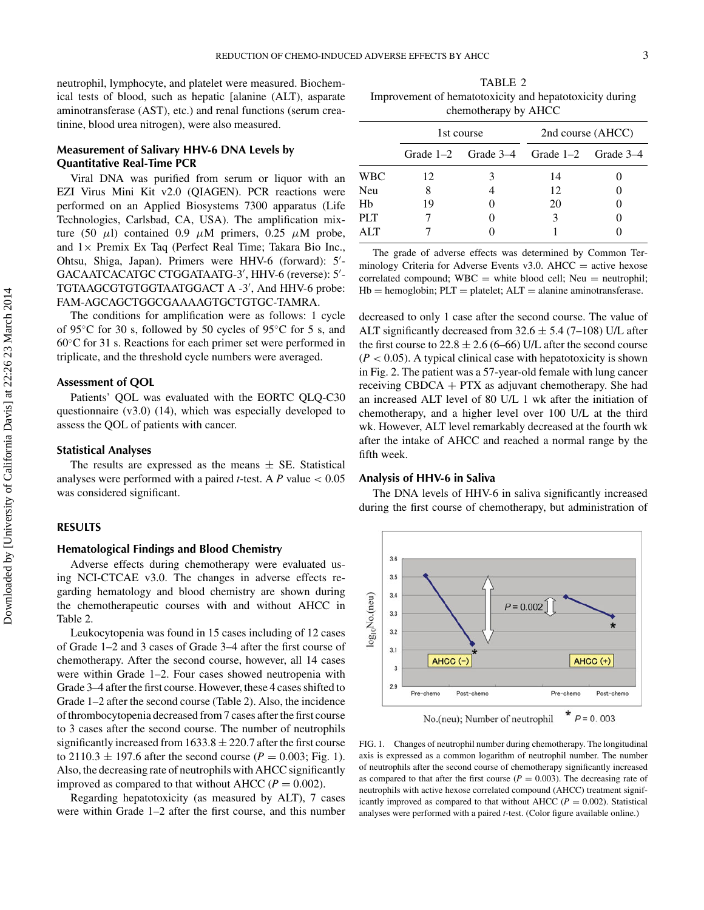neutrophil, lymphocyte, and platelet were measured. Biochemical tests of blood, such as hepatic [alanine (ALT), asparate aminotransferase (AST), etc.) and renal functions (serum creatinine, blood urea nitrogen), were also measured.

### Measurement of Salivary HHV-6 DNA Levels by Quantitative Real-Time PCR

Viral DNA was purified from serum or liquor with an EZI Virus Mini Kit v2.0 (QIAGEN). PCR reactions were performed on an Applied Biosystems 7300 apparatus (Life Technologies, Carlsbad, CA, USA). The amplification mixture (50 $\mu$l) contained 0.9 $\mu$M primers, 0.25 $\mu$M probe, and 1× Premix Ex Taq (Perfect Real Time; Takara Bio Inc., Ohtsu, Shiga, Japan). Primers were HHV-6 (forward): 5′-GACAATCACATGC CTGGATAATG-3′, HHV-6 (reverse): 5′-TGTAAGCGTGTGGTAATGGACT A -3′, And HHV-6 probe: FAM-AGCAGCTGGCGAAAAGTGCTGTGC-TAMRA.

The conditions for amplification were as follows: 1 cycle of 95°C for 30 s, followed by 50 cycles of 95°C for 5 s, and 60°C for 31 s. Reactions for each primer set were performed in triplicate, and the threshold cycle numbers were averaged.

### Assessment of QOL

Patients' QOL was evaluated with the EORTC QLQ-C30 questionnaire (v3.0) (14), which was especially developed to assess the QOL of patients with cancer.

### Statistical Analyses

The results are expressed as the means ± SE. Statistical analyses were performed with a paired *t*-test. A *P* value < 0.05 was considered significant.

## RESULTS

### Hematological Findings and Blood Chemistry

Adverse effects during chemotherapy were evaluated using NCI-CTCAE v3.0. The changes in adverse effects regarding hematology and blood chemistry are shown during the chemotherapeutic courses with and without AHCC in Table 2.

Leukocytopenia was found in 15 cases including of 12 cases of Grade 1–2 and 3 cases of Grade 3–4 after the first course of chemotherapy. After the second course, however, all 14 cases were within Grade 1–2. Four cases showed neutropenia with Grade 3–4 after the first course. However, these 4 cases shifted to Grade 1–2 after the second course (Table 2). Also, the incidence of thrombocytopenia decreased from 7 cases after the first course to 3 cases after the second course. The number of neutrophils significantly increased from 1633.8 ± 220.7 after the first course to 2110.3 ± 197.6 after the second course ($P = 0.003$; Fig. 1). Also, the decreasing rate of neutrophils with AHCC significantly improved as compared to that without AHCC ($P = 0.002$).

Regarding hepatotoxicity (as measured by ALT), 7 cases were within Grade 1–2 after the first course, and this number decreased to only 1 case after the second course. The value of ALT significantly decreased from 32.6 ± 5.4 (7–108) U/L after the first course to 22.8 ± 2.6 (6–66) U/L after the second course ($P < 0.05$). A typical clinical case with hepatotoxicity is shown in Fig. 2. The patient was a 57-year-old female with lung cancer receiving CBDCA + PTX as adjuvant chemotherapy. She had an increased ALT level of 80 U/L 1 wk after the initiation of chemotherapy, and a higher level over 100 U/L at the third wk. However, ALT level remarkably decreased at the fourth wk after the intake of AHCC and reached a normal range by the fifth week.

TABLE 2
Improvement of hematotoxicity and hepatotoxicity during chemotherapy by AHCC

| | 1st course | | 2nd course (AHCC) | |
|---|---|---|---|---|
| | Grade 1–2 | Grade 3–4 | Grade 1–2 | Grade 3–4 |
| WBC | 12 | 3 | 14 | 0 |
| Neu | 8 | 4 | 12 | 0 |
| Hb | 19 | 0 | 20 | 0 |
| PLT | 7 | 0 | 3 | 0 |
| ALT | 7 | 0 | 1 | 0 |

The grade of adverse effects was determined by Common Terminology Criteria for Adverse Events v3.0. AHCC = active hexose correlated compound; WBC = white blood cell; Neu = neutrophil; Hb = hemoglobin; PLT = platelet; ALT = alanine aminotransferase.

### Analysis of HHV-6 in Saliva

The DNA levels of HHV-6 in saliva significantly increased during the first course of chemotherapy, but administration of

FIG. 1. Changes of neutrophil number during chemotherapy. The longitudinal axis is expressed as a common logarithm of neutrophil number. The number of neutrophils after the second course of chemotherapy significantly increased as compared to that after the first course ($P = 0.003$). The decreasing rate of neutrophils with active hexose correlated compound (AHCC) treatment significantly improved as compared to that without AHCC ($P = 0.002$). Statistical analyses were performed with a paired *t*-test. (Color figure available online.)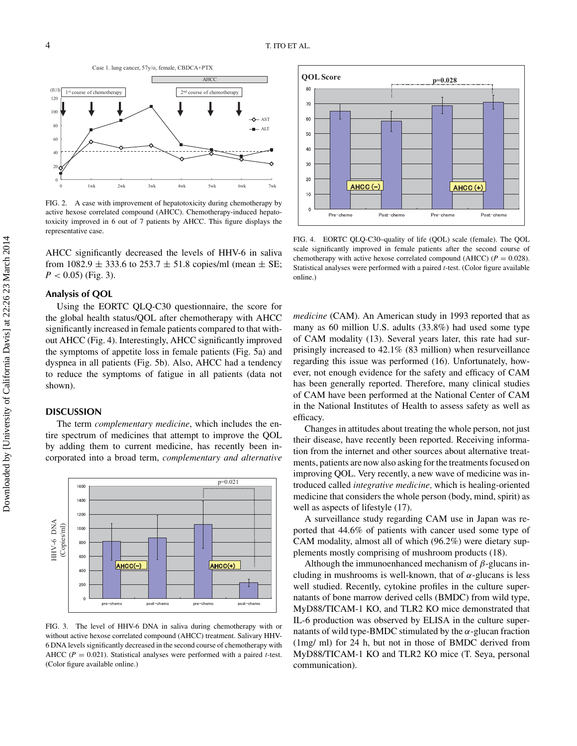FIG. 2. A case with improvement of hepatotoxicity during chemotherapy by active hexose correlated compound (AHCC). Chemotherapy-induced hepatotoxicity improved in 6 out of 7 patients by AHCC. This figure displays the representative case.

AHCC significantly decreased the levels of HHV-6 in saliva from 1082.9 ± 333.6 to 253.7 ± 51.8 copies/ml (mean ± SE; $P < 0.05$) (Fig. 3).

### Analysis of QOL

Using the EORTC QLQ-C30 questionnaire, the score for the global health status/QOL after chemotherapy with AHCC significantly increased in female patients compared to that without AHCC (Fig. 4). Interestingly, AHCC significantly improved the symptoms of appetite loss in female patients (Fig. 5a) and dyspnea in all patients (Fig. 5b). Also, AHCC had a tendency to reduce the symptoms of fatigue in all patients (data not shown).

## DISCUSSION

The term *complementary medicine*, which includes the entire spectrum of medicines that attempt to improve the QOL by adding them to current medicine, has recently been incorporated into a broad term, *complementary and alternative medicine* (CAM). An American study in 1993 reported that as many as 60 million U.S. adults (33.8%) had used some type of CAM modality (13). Several years later, this rate had surprisingly increased to 42.1% (83 million) when resurveillance regarding this issue was performed (16). Unfortunately, however, not enough evidence for the safety and efficacy of CAM has been generally reported. Therefore, many clinical studies of CAM have been performed at the National Center of CAM in the National Institutes of Health to assess safety as well as efficacy.

FIG. 3. The level of HHV-6 DNA in saliva during chemotherapy with or without active hexose correlated compound (AHCC) treatment. Salivary HHV-6 DNA levels significantly decreased in the second course of chemotherapy with AHCC ($P = 0.021$). Statistical analyses were performed with a paired *t*-test. (Color figure available online.)

FIG. 4. EORTC QLQ-C30–quality of life (QOL) scale (female). The QOL scale significantly improved in female patients after the second course of chemotherapy with active hexose correlated compound (AHCC) ($P = 0.028$). Statistical analyses were performed with a paired *t*-test. (Color figure available online.)

Changes in attitudes about treating the whole person, not just their disease, have recently been reported. Receiving information from the internet and other sources about alternative treatments, patients are now also asking for the treatments focused on improving QOL. Very recently, a new wave of medicine was introduced called *integrative medicine,* which is healing-oriented medicine that considers the whole person (body, mind, spirit) as well as aspects of lifestyle (17).

A surveillance study regarding CAM use in Japan was reported that 44.6% of patients with cancer used some type of CAM modality, almost all of which (96.2%) were dietary supplements mostly comprising of mushroom products (18).

Although the immunoenhanced mechanism of $\beta$-glucans including in mushrooms is well-known, that of $\alpha$-glucans is less well studied. Recently, cytokine profiles in the culture supernatants of bone marrow derived cells (BMDC) from wild type, MyD88/TICAM-1 KO, and TLR2 KO mice demonstrated that IL-6 production was observed by ELISA in the culture supernatants of wild type-BMDC stimulated by the $\alpha$-glucan fraction (1mg/ ml) for 24 h, but not in those of BMDC derived from MyD88/TICAM-1 KO and TLR2 KO mice (T. Seya, personal communication).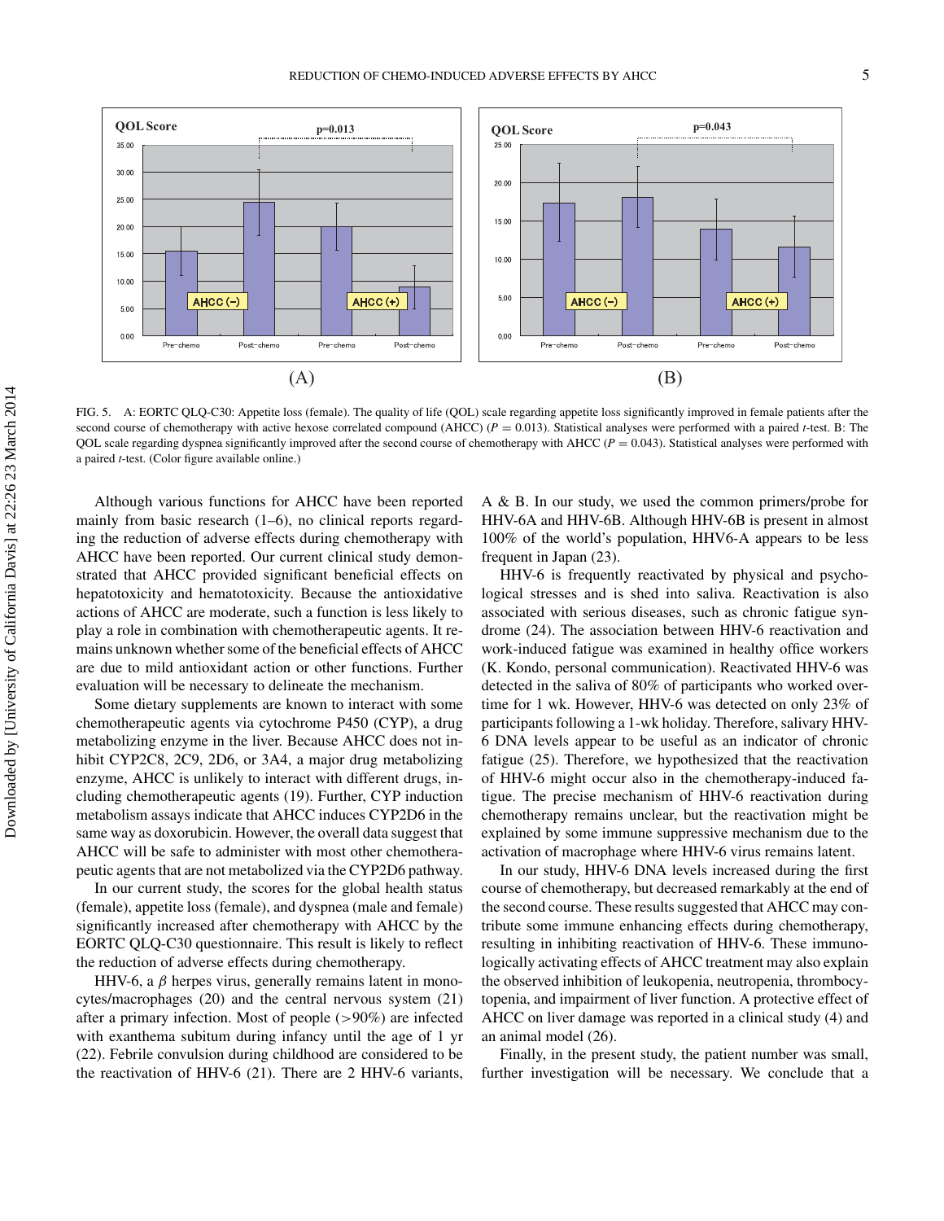FIG. 5. A: EORTC QLQ-C30: Appetite loss (female). The quality of life (QOL) scale regarding appetite loss significantly improved in female patients after the second course of chemotherapy with active hexose correlated compound (AHCC) ($P = 0.013$). Statistical analyses were performed with a paired *t*-test. B: The QOL scale regarding dyspnea significantly improved after the second course of chemotherapy with AHCC ($P = 0.043$). Statistical analyses were performed with a paired *t*-test. (Color figure available online.)

Although various functions for AHCC have been reported mainly from basic research (1–6), no clinical reports regarding the reduction of adverse effects during chemotherapy with AHCC have been reported. Our current clinical study demonstrated that AHCC provided significant beneficial effects on hepatotoxicity and hematotoxicity. Because the antioxidative actions of AHCC are moderate, such a function is less likely to play a role in combination with chemotherapeutic agents. It remains unknown whether some of the beneficial effects of AHCC are due to mild antioxidant action or other functions. Further evaluation will be necessary to delineate the mechanism.

Some dietary supplements are known to interact with some chemotherapeutic agents via cytochrome P450 (CYP), a drug metabolizing enzyme in the liver. Because AHCC does not inhibit CYP2C8, 2C9, 2D6, or 3A4, a major drug metabolizing enzyme, AHCC is unlikely to interact with different drugs, including chemotherapeutic agents (19). Further, CYP induction metabolism assays indicate that AHCC induces CYP2D6 in the same way as doxorubicin. However, the overall data suggest that AHCC will be safe to administer with most other chemotherapeutic agents that are not metabolized via the CYP2D6 pathway.

In our current study, the scores for the global health status (female), appetite loss (female), and dyspnea (male and female) significantly increased after chemotherapy with AHCC by the EORTC QLQ-C30 questionnaire. This result is likely to reflect the reduction of adverse effects during chemotherapy.

HHV-6, a $\beta$ herpes virus, generally remains latent in monocytes/macrophages (20) and the central nervous system (21) after a primary infection. Most of people (>90%) are infected with exanthema subitum during infancy until the age of 1 yr (22). Febrile convulsion during childhood are considered to be the reactivation of HHV-6 (21). There are 2 HHV-6 variants, A & B. In our study, we used the common primers/probe for HHV-6A and HHV-6B. Although HHV-6B is present in almost 100% of the world's population, HHV6-A appears to be less frequent in Japan (23).

HHV-6 is frequently reactivated by physical and psychological stresses and is shed into saliva. Reactivation is also associated with serious diseases, such as chronic fatigue syndrome (24). The association between HHV-6 reactivation and work-induced fatigue was examined in healthy office workers (K. Kondo, personal communication). Reactivated HHV-6 was detected in the saliva of 80% of participants who worked overtime for 1 wk. However, HHV-6 was detected on only 23% of participants following a 1-wk holiday. Therefore, salivary HHV-6 DNA levels appear to be useful as an indicator of chronic fatigue (25). Therefore, we hypothesized that the reactivation of HHV-6 might occur also in the chemotherapy-induced fatigue. The precise mechanism of HHV-6 reactivation during chemotherapy remains unclear, but the reactivation might be explained by some immune suppressive mechanism due to the activation of macrophage where HHV-6 virus remains latent.

In our study, HHV-6 DNA levels increased during the first course of chemotherapy, but decreased remarkably at the end of the second course. These results suggested that AHCC may contribute some immune enhancing effects during chemotherapy, resulting in inhibiting reactivation of HHV-6. These immunologically activating effects of AHCC treatment may also explain the observed inhibition of leukopenia, neutropenia, thrombocytopenia, and impairment of liver function. A protective effect of AHCC on liver damage was reported in a clinical study (4) and an animal model (26).

Finally, in the present study, the patient number was small, further investigation will be necessary. We conclude that a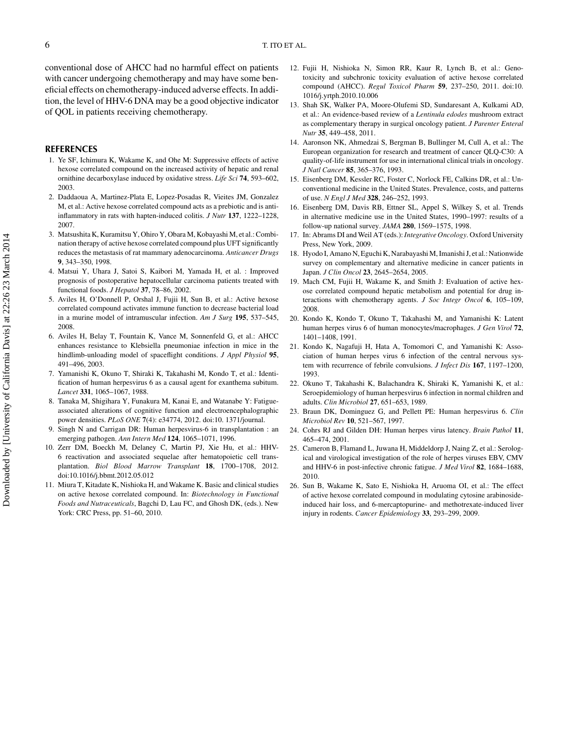conventional dose of AHCC had no harmful effect on patients with cancer undergoing chemotherapy and may have some beneficial effects on chemotherapy-induced adverse effects. In addition, the level of HHV-6 DNA may be a good objective indicator of QOL in patients receiving chemotherapy.

## REFERENCES

1. Ye SF, Ichimura K, Wakame K, and Ohe M: Suppressive effects of active hexose correlated compound on the increased activity of hepatic and renal ornithine decarboxylase induced by oxidative stress. *Life Sci* **74**, 593–602, 2003.
2. Daddaoua A, Martinez-Plata E, Lopez-Posadas R, Vieites JM, Gonzalez M, et al.: Active hexose correlated compound acts as a prebiotic and is anti-inflammatory in rats with hapten-induced colitis. *J Nutr* **137**, 1222–1228, 2007.
3. Matsushita K, Kuramitsu Y, Ohiro Y, Obara M, Kobayashi M, et al.: Combination therapy of active hexose correlated compound plus UFT significantly reduces the metastasis of rat mammary adenocarcinoma. *Anticancer Drugs* **9**, 343–350, 1998.
4. Matsui Y, Uhara J, Satoi S, Kaibori M, Yamada H, et al. : Improved prognosis of postoperative hepatocellular carcinoma patients treated with functional foods. *J Hepatol* **37**, 78–86, 2002.
5. Aviles H, O'Donnell P, Orshal J, Fujii H, Sun B, et al.: Active hexose correlated compound activates immune function to decrease bacterial load in a murine model of intramuscular infection. *Am J Surg* **195**, 537–545, 2008.
6. Aviles H, Belay T, Fountain K, Vance M, Sonnenfeld G, et al.: AHCC enhances resistance to Klebsiella pneumoniae infection in mice in the hindlimb-unloading model of spaceflight conditions. *J Appl Physiol* **95**, 491–496, 2003.
7. Yamanishi K, Okuno T, Shiraki K, Takahashi M, Kondo T, et al.: Identification of human herpesvirus 6 as a causal agent for exanthema subitum. *Lancet* **331**, 1065–1067, 1988.
8. Tanaka M, Shigihara Y, Funakura M, Kanai E, and Watanabe Y: Fatigue-associated alterations of cognitive function and electroencephalographic power densities. *PLoS ONE* **7**(4): e34774, 2012. doi:10. 1371/journal.
9. Singh N and Carrigan DR: Human herpesvirus-6 in transplantation : an emerging pathogen. *Ann Intern Med* **124**, 1065–1071, 1996.
10. Zerr DM, Boeckh M, Delaney C, Martin PJ, Xie Hu, et al.: HHV-6 reactivation and associated sequelae after hematopoietic cell transplantation. *Biol Blood Marrow Transplant* **18**, 1700–1708, 2012. doi:10.1016/j.bbmt.2012.05.012
11. Miura T, Kitadate K, Nishioka H, and Wakame K. Basic and clinical studies on active hexose correlated compound. In: *Biotechnology in Functional Foods and Nutraceuticals*, Bagchi D, Lau FC, and Ghosh DK, (eds.). New York: CRC Press, pp. 51–60, 2010.
12. Fujii H, Nishioka N, Simon RR, Kaur R, Lynch B, et al.: Genotoxicity and subchronic toxicity evaluation of active hexose correlated compound (AHCC). *Regul Toxicol Pharm* **59**, 237–250, 2011. doi:10. 1016/j.yrtph.2010.10.006
13. Shah SK, Walker PA, Moore-Olufemi SD, Sundaresant A, Kulkami AD, et al.: An evidence-based review of a *Lentinula edodes* mushroom extract as complementary therapy in surgical oncology patient. *J Parenter Enteral Nutr* **35**, 449–458, 2011.
14. Aaronson NK, Ahmedzai S, Bergman B, Bullinger M, Cull A, et al.: The European organization for research and treatment of cancer QLQ-C30: A quality-of-life instrument for use in international clinical trials in oncology. *J Natl Cancer* **85**, 365–376, 1993.
15. Eisenberg DM, Kessler RC, Foster C, Norlock FE, Calkins DR, et al.: Unconventional medicine in the United States. Prevalence, costs, and patterns of use. *N Engl J Med* **328**, 246–252, 1993.
16. Eisenberg DM, Davis RB, Ettner SL, Appel S, Wilkey S, et al. Trends in alternative medicine use in the United States, 1990–1997: results of a follow-up national survey. *JAMA* **280**, 1569–1575, 1998.
17. In: Abrams DI and Weil AT (eds.): *Integrative Oncology*. Oxford University Press, New York, 2009.
18. Hyodo I, Amano N, Eguchi K, Narabayashi M, Imanishi J, et al.: Nationwide survey on complementary and alternative medicine in cancer patients in Japan. *J Clin Oncol* **23**, 2645–2654, 2005.
19. Mach CM, Fujii H, Wakame K, and Smith J: Evaluation of active hexose correlated compound hepatic metabolism and potential for drug interactions with chemotherapy agents. *J Soc Integr Oncol* **6**, 105–109, 2008.
20. Kondo K, Kondo T, Okuno T, Takahashi M, and Yamanishi K: Latent human herpes virus 6 of human monocytes/macrophages. *J Gen Virol* **72**, 1401–1408, 1991.
21. Kondo K, Nagafuji H, Hata A, Tomomori C, and Yamanishi K: Association of human herpes virus 6 infection of the central nervous system with recurrence of febrile convulsions. *J Infect Dis* **167**, 1197–1200, 1993.
22. Okuno T, Takahashi K, Balachandra K, Shiraki K, Yamanishi K, et al.: Seroepidemiology of human herpesvirus 6 infection in normal children and adults. *Clin Microbiol* **27**, 651–653, 1989.
23. Braun DK, Dominguez G, and Pellett PE: Human herpesvirus 6. *Clin Microbiol Rev* **10**, 521–567, 1997.
24. Cohrs RJ and Gilden DH: Human herpes virus latency. *Brain Pathol* **11**, 465–474, 2001.
25. Cameron B, Flamand L, Juwana H, Middeldorp J, Naing Z, et al.: Serological and virological investigation of the role of herpes viruses EBV, CMV and HHV-6 in post-infective chronic fatigue. *J Med Virol* **82**, 1684–1688, 2010.
26. Sun B, Wakame K, Sato E, Nishioka H, Aruoma OI, et al.: The effect of active hexose correlated compound in modulating cytosine arabinoside-induced hair loss, and 6-mercaptopurine- and methotrexate-induced liver injury in rodents. *Cancer Epidemiology* **33**, 293–299, 2009.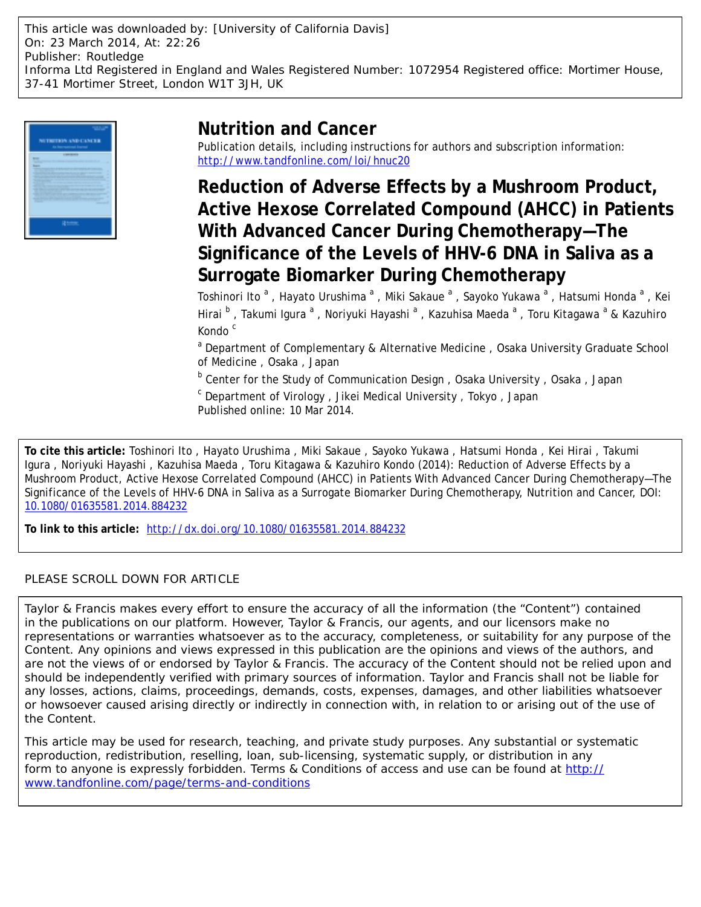This article was downloaded by: [University of California Davis]
On: 23 March 2014, At: 22:26
Publisher: Routledge
Informa Ltd Registered in England and Wales Registered Number: 1072954 Registered office: Mortimer House, 37-41 Mortimer Street, London W1T 3JH, UK

# Nutrition and Cancer

Publication details, including instructions for authors and subscription information:
http://www.tandfonline.com/loi/hnuc20

# Reduction of Adverse Effects by a Mushroom Product, Active Hexose Correlated Compound (AHCC) in Patients With Advanced Cancer During Chemotherapy—The Significance of the Levels of HHV-6 DNA in Saliva as a Surrogate Biomarker During Chemotherapy

Toshinori Ito [a], Hayato Urushima [a], Miki Sakaue [a], Sayoko Yukawa [a], Hatsumi Honda [a], Kei Hirai [b], Takumi Igura [a], Noriyuki Hayashi [a], Kazuhisa Maeda [a], Toru Kitagawa [a] & Kazuhiro Kondo [c]

[a] Department of Complementary & Alternative Medicine, Osaka University Graduate School of Medicine, Osaka, Japan

[b] Center for the Study of Communication Design, Osaka University, Osaka, Japan

[c] Department of Virology, Jikei Medical University, Tokyo, Japan

Published online: 10 Mar 2014.

**To cite this article:** Toshinori Ito, Hayato Urushima, Miki Sakaue, Sayoko Yukawa, Hatsumi Honda, Kei Hirai, Takumi Igura, Noriyuki Hayashi, Kazuhisa Maeda, Toru Kitagawa & Kazuhiro Kondo (2014): Reduction of Adverse Effects by a Mushroom Product, Active Hexose Correlated Compound (AHCC) in Patients With Advanced Cancer During Chemotherapy—The Significance of the Levels of HHV-6 DNA in Saliva as a Surrogate Biomarker During Chemotherapy, Nutrition and Cancer, DOI: 10.1080/01635581.2014.884232

**To link to this article:** http://dx.doi.org/10.1080/01635581.2014.884232

PLEASE SCROLL DOWN FOR ARTICLE

Taylor & Francis makes every effort to ensure the accuracy of all the information (the "Content") contained in the publications on our platform. However, Taylor & Francis, our agents, and our licensors make no representations or warranties whatsoever as to the accuracy, completeness, or suitability for any purpose of the Content. Any opinions and views expressed in this publication are the opinions and views of the authors, and are not the views of or endorsed by Taylor & Francis. The accuracy of the Content should not be relied upon and should be independently verified with primary sources of information. Taylor and Francis shall not be liable for any losses, actions, claims, proceedings, demands, costs, expenses, damages, and other liabilities whatsoever or howsoever caused arising directly or indirectly in connection with, in relation to or arising out of the use of the Content.

This article may be used for research, teaching, and private study purposes. Any substantial or systematic reproduction, redistribution, reselling, loan, sub-licensing, systematic supply, or distribution in any form to anyone is expressly forbidden. Terms & Conditions of access and use can be found at http://www.tandfonline.com/page/terms-and-conditions